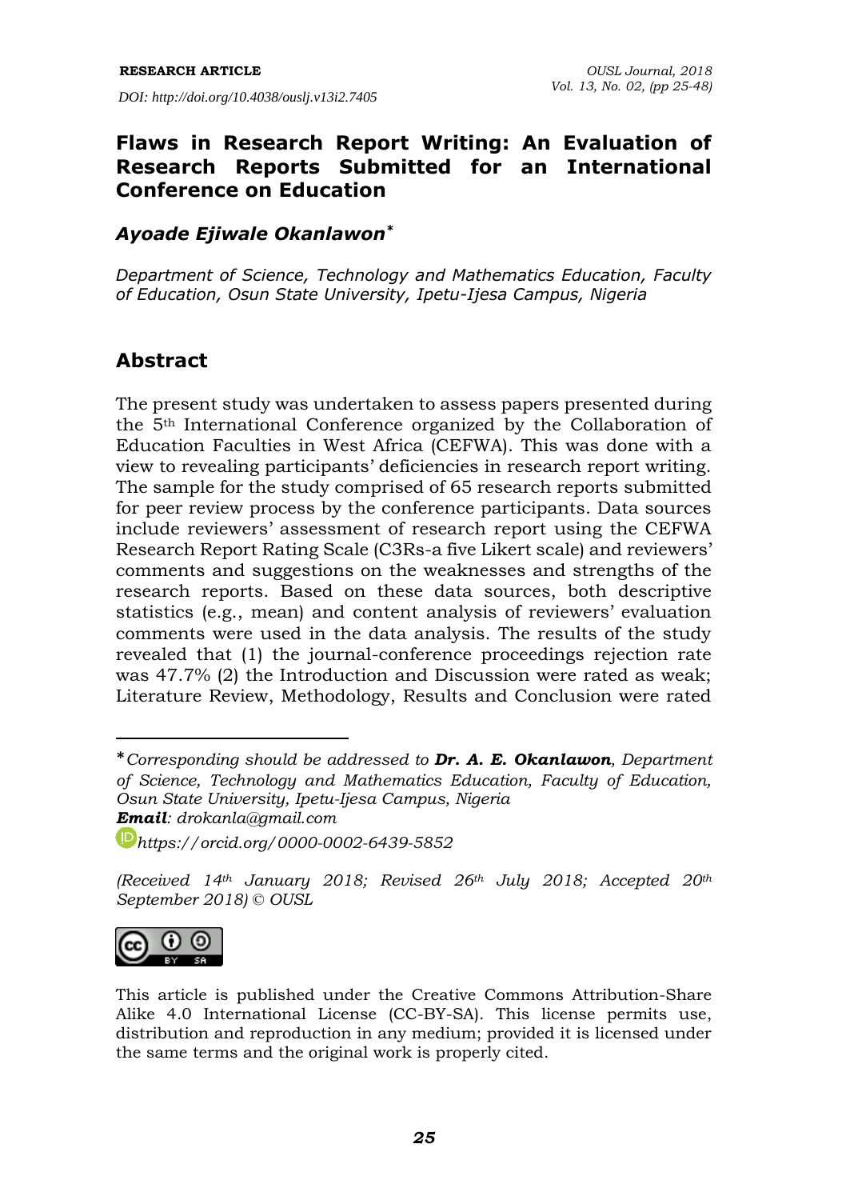RESEARCH ARTICLE

*DOI: http://doi.org/10.4038/ouslj.v13i2.7405*

# Flaws in Research Report Writing: An Evaluation of Research Reports Submitted for an International Conference on Education

***Ayoade Ejiwale Okanlawon****

*Department of Science, Technology and Mathematics Education, Faculty of Education, Osun State University, Ipetu-Ijesa Campus, Nigeria*

## Abstract

The present study was undertaken to assess papers presented during the 5th International Conference organized by the Collaboration of Education Faculties in West Africa (CEFWA). This was done with a view to revealing participants' deficiencies in research report writing. The sample for the study comprised of 65 research reports submitted for peer review process by the conference participants. Data sources include reviewers' assessment of research report using the CEFWA Research Report Rating Scale (C3Rs-a five Likert scale) and reviewers' comments and suggestions on the weaknesses and strengths of the research reports. Based on these data sources, both descriptive statistics (e.g., mean) and content analysis of reviewers' evaluation comments were used in the data analysis. The results of the study revealed that (1) the journal-conference proceedings rejection rate was 47.7% (2) the Introduction and Discussion were rated as weak; Literature Review, Methodology, Results and Conclusion were rated

---

**Corresponding should be addressed to* ***Dr. A. E. Okanlawon****, Department of Science, Technology and Mathematics Education, Faculty of Education, Osun State University, Ipetu-Ijesa Campus, Nigeria*

***Email****: drokanla@gmail.com*

*https://orcid.org/0000-0002-6439-5852*

*(Received 14th January 2018; Revised 26th July 2018; Accepted 20th September 2018) © OUSL*

This article is published under the Creative Commons Attribution-Share Alike 4.0 International License (CC-BY-SA). This license permits use, distribution and reproduction in any medium; provided it is licensed under the same terms and the original work is properly cited.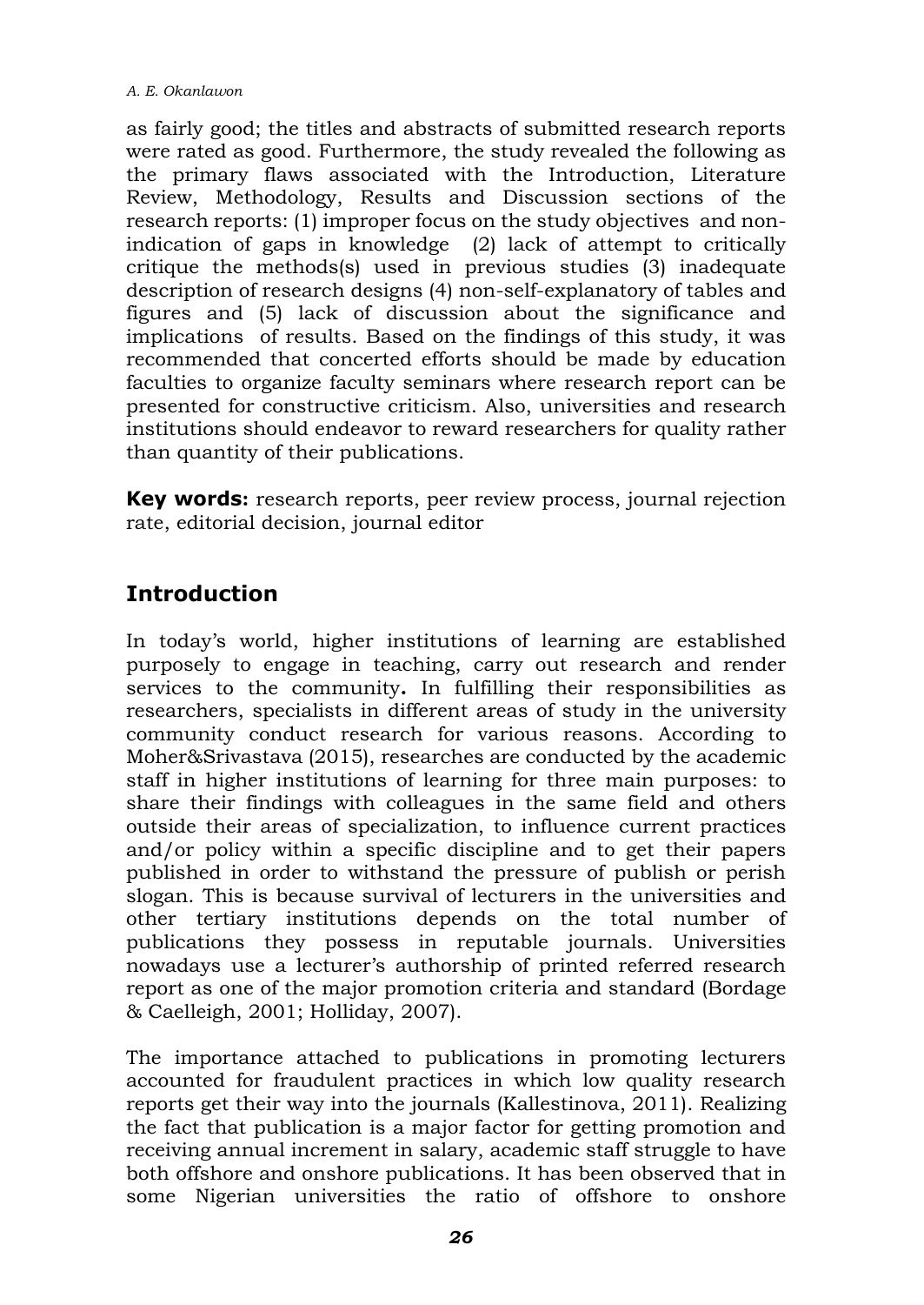as fairly good; the titles and abstracts of submitted research reports were rated as good. Furthermore, the study revealed the following as the primary flaws associated with the Introduction, Literature Review, Methodology, Results and Discussion sections of the research reports: (1) improper focus on the study objectives and non-indication of gaps in knowledge (2) lack of attempt to critically critique the methods(s) used in previous studies (3) inadequate description of research designs (4) non-self-explanatory of tables and figures and (5) lack of discussion about the significance and implications of results. Based on the findings of this study, it was recommended that concerted efforts should be made by education faculties to organize faculty seminars where research report can be presented for constructive criticism. Also, universities and research institutions should endeavor to reward researchers for quality rather than quantity of their publications.

**Key words:** research reports, peer review process, journal rejection rate, editorial decision, journal editor

## Introduction

In today's world, higher institutions of learning are established purposely to engage in teaching, carry out research and render services to the community**.** In fulfilling their responsibilities as researchers, specialists in different areas of study in the university community conduct research for various reasons. According to Moher&Srivastava (2015), researches are conducted by the academic staff in higher institutions of learning for three main purposes: to share their findings with colleagues in the same field and others outside their areas of specialization, to influence current practices and/or policy within a specific discipline and to get their papers published in order to withstand the pressure of publish or perish slogan. This is because survival of lecturers in the universities and other tertiary institutions depends on the total number of publications they possess in reputable journals. Universities nowadays use a lecturer's authorship of printed referred research report as one of the major promotion criteria and standard (Bordage & Caelleigh, 2001; Holliday, 2007).

The importance attached to publications in promoting lecturers accounted for fraudulent practices in which low quality research reports get their way into the journals (Kallestinova, 2011). Realizing the fact that publication is a major factor for getting promotion and receiving annual increment in salary, academic staff struggle to have both offshore and onshore publications. It has been observed that in some Nigerian universities the ratio of offshore to onshore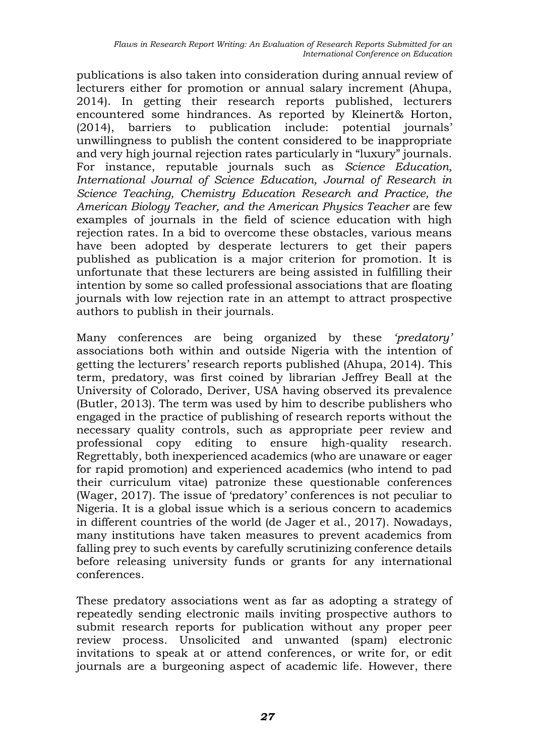publications is also taken into consideration during annual review of lecturers either for promotion or annual salary increment (Ahupa, 2014). In getting their research reports published, lecturers encountered some hindrances. As reported by Kleinert& Horton, (2014), barriers to publication include: potential journals' unwillingness to publish the content considered to be inappropriate and very high journal rejection rates particularly in "luxury" journals. For instance, reputable journals such as *Science Education, International Journal of Science Education, Journal of Research in Science Teaching, Chemistry Education Research and Practice, the American Biology Teacher, and the American Physics Teacher* are few examples of journals in the field of science education with high rejection rates. In a bid to overcome these obstacles, various means have been adopted by desperate lecturers to get their papers published as publication is a major criterion for promotion. It is unfortunate that these lecturers are being assisted in fulfilling their intention by some so called professional associations that are floating journals with low rejection rate in an attempt to attract prospective authors to publish in their journals.

Many conferences are being organized by these *'predatory'* associations both within and outside Nigeria with the intention of getting the lecturers' research reports published (Ahupa, 2014). This term, predatory, was first coined by librarian Jeffrey Beall at the University of Colorado, Deriver, USA having observed its prevalence (Butler, 2013). The term was used by him to describe publishers who engaged in the practice of publishing of research reports without the necessary quality controls, such as appropriate peer review and professional copy editing to ensure high-quality research. Regrettably, both inexperienced academics (who are unaware or eager for rapid promotion) and experienced academics (who intend to pad their curriculum vitae) patronize these questionable conferences (Wager, 2017). The issue of 'predatory' conferences is not peculiar to Nigeria. It is a global issue which is a serious concern to academics in different countries of the world (de Jager et al., 2017). Nowadays, many institutions have taken measures to prevent academics from falling prey to such events by carefully scrutinizing conference details before releasing university funds or grants for any international conferences.

These predatory associations went as far as adopting a strategy of repeatedly sending electronic mails inviting prospective authors to submit research reports for publication without any proper peer review process. Unsolicited and unwanted (spam) electronic invitations to speak at or attend conferences, or write for, or edit journals are a burgeoning aspect of academic life. However, there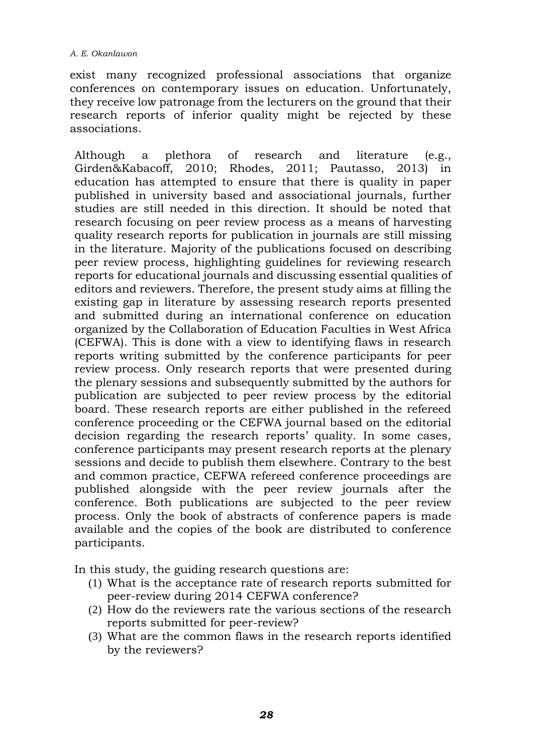exist many recognized professional associations that organize conferences on contemporary issues on education. Unfortunately, they receive low patronage from the lecturers on the ground that their research reports of inferior quality might be rejected by these associations.

Although a plethora of research and literature (e.g., Girden&Kabacoff, 2010; Rhodes, 2011; Pautasso, 2013) in education has attempted to ensure that there is quality in paper published in university based and associational journals, further studies are still needed in this direction. It should be noted that research focusing on peer review process as a means of harvesting quality research reports for publication in journals are still missing in the literature. Majority of the publications focused on describing peer review process, highlighting guidelines for reviewing research reports for educational journals and discussing essential qualities of editors and reviewers. Therefore, the present study aims at filling the existing gap in literature by assessing research reports presented and submitted during an international conference on education organized by the Collaboration of Education Faculties in West Africa (CEFWA). This is done with a view to identifying flaws in research reports writing submitted by the conference participants for peer review process. Only research reports that were presented during the plenary sessions and subsequently submitted by the authors for publication are subjected to peer review process by the editorial board. These research reports are either published in the refereed conference proceeding or the CEFWA journal based on the editorial decision regarding the research reports' quality. In some cases, conference participants may present research reports at the plenary sessions and decide to publish them elsewhere. Contrary to the best and common practice, CEFWA refereed conference proceedings are published alongside with the peer review journals after the conference. Both publications are subjected to the peer review process. Only the book of abstracts of conference papers is made available and the copies of the book are distributed to conference participants.

In this study, the guiding research questions are:

(1) What is the acceptance rate of research reports submitted for peer-review during 2014 CEFWA conference?
(2) How do the reviewers rate the various sections of the research reports submitted for peer-review?
(3) What are the common flaws in the research reports identified by the reviewers?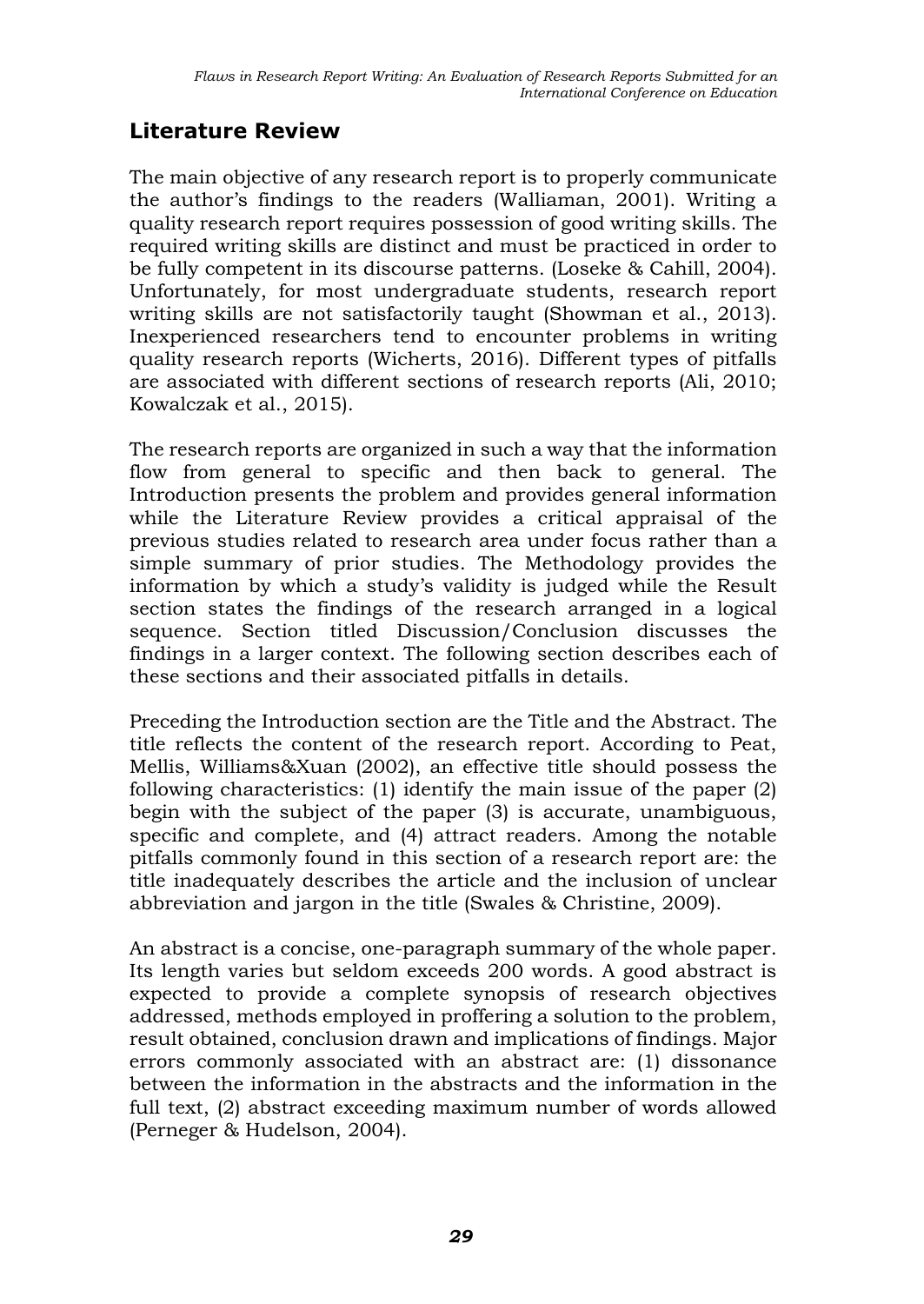## Literature Review

The main objective of any research report is to properly communicate the author's findings to the readers (Walliaman, 2001). Writing a quality research report requires possession of good writing skills. The required writing skills are distinct and must be practiced in order to be fully competent in its discourse patterns. (Loseke & Cahill, 2004). Unfortunately, for most undergraduate students, research report writing skills are not satisfactorily taught (Showman et al., 2013). Inexperienced researchers tend to encounter problems in writing quality research reports (Wicherts, 2016). Different types of pitfalls are associated with different sections of research reports (Ali, 2010; Kowalczak et al., 2015).

The research reports are organized in such a way that the information flow from general to specific and then back to general. The Introduction presents the problem and provides general information while the Literature Review provides a critical appraisal of the previous studies related to research area under focus rather than a simple summary of prior studies. The Methodology provides the information by which a study's validity is judged while the Result section states the findings of the research arranged in a logical sequence. Section titled Discussion/Conclusion discusses the findings in a larger context. The following section describes each of these sections and their associated pitfalls in details.

Preceding the Introduction section are the Title and the Abstract. The title reflects the content of the research report. According to Peat, Mellis, Williams&Xuan (2002), an effective title should possess the following characteristics: (1) identify the main issue of the paper (2) begin with the subject of the paper (3) is accurate, unambiguous, specific and complete, and (4) attract readers. Among the notable pitfalls commonly found in this section of a research report are: the title inadequately describes the article and the inclusion of unclear abbreviation and jargon in the title (Swales & Christine, 2009).

An abstract is a concise, one-paragraph summary of the whole paper. Its length varies but seldom exceeds 200 words. A good abstract is expected to provide a complete synopsis of research objectives addressed, methods employed in proffering a solution to the problem, result obtained, conclusion drawn and implications of findings. Major errors commonly associated with an abstract are: (1) dissonance between the information in the abstracts and the information in the full text, (2) abstract exceeding maximum number of words allowed (Perneger & Hudelson, 2004).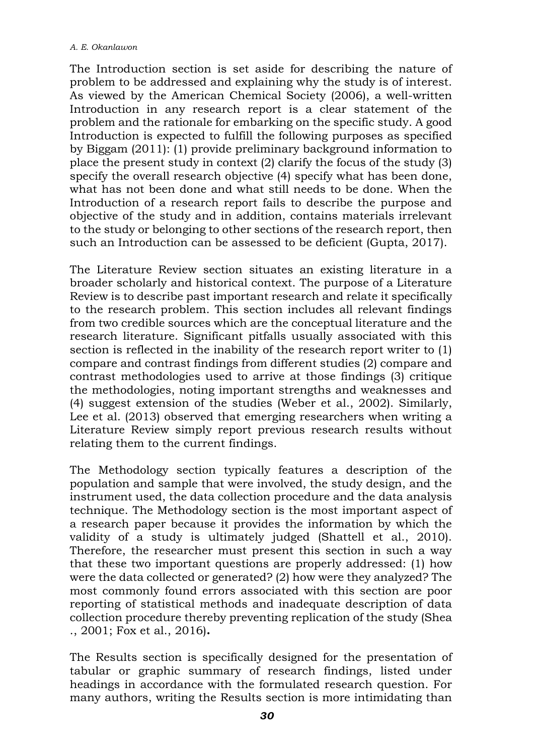The Introduction section is set aside for describing the nature of problem to be addressed and explaining why the study is of interest. As viewed by the American Chemical Society (2006), a well-written Introduction in any research report is a clear statement of the problem and the rationale for embarking on the specific study. A good Introduction is expected to fulfill the following purposes as specified by Biggam (2011): (1) provide preliminary background information to place the present study in context (2) clarify the focus of the study (3) specify the overall research objective (4) specify what has been done, what has not been done and what still needs to be done. When the Introduction of a research report fails to describe the purpose and objective of the study and in addition, contains materials irrelevant to the study or belonging to other sections of the research report, then such an Introduction can be assessed to be deficient (Gupta, 2017).

The Literature Review section situates an existing literature in a broader scholarly and historical context. The purpose of a Literature Review is to describe past important research and relate it specifically to the research problem. This section includes all relevant findings from two credible sources which are the conceptual literature and the research literature. Significant pitfalls usually associated with this section is reflected in the inability of the research report writer to (1) compare and contrast findings from different studies (2) compare and contrast methodologies used to arrive at those findings (3) critique the methodologies, noting important strengths and weaknesses and (4) suggest extension of the studies (Weber et al., 2002). Similarly, Lee et al. (2013) observed that emerging researchers when writing a Literature Review simply report previous research results without relating them to the current findings.

The Methodology section typically features a description of the population and sample that were involved, the study design, and the instrument used, the data collection procedure and the data analysis technique. The Methodology section is the most important aspect of a research paper because it provides the information by which the validity of a study is ultimately judged (Shattell et al., 2010). Therefore, the researcher must present this section in such a way that these two important questions are properly addressed: (1) how were the data collected or generated? (2) how were they analyzed? The most commonly found errors associated with this section are poor reporting of statistical methods and inadequate description of data collection procedure thereby preventing replication of the study (Shea ., 2001; Fox et al., 2016).

The Results section is specifically designed for the presentation of tabular or graphic summary of research findings, listed under headings in accordance with the formulated research question. For many authors, writing the Results section is more intimidating than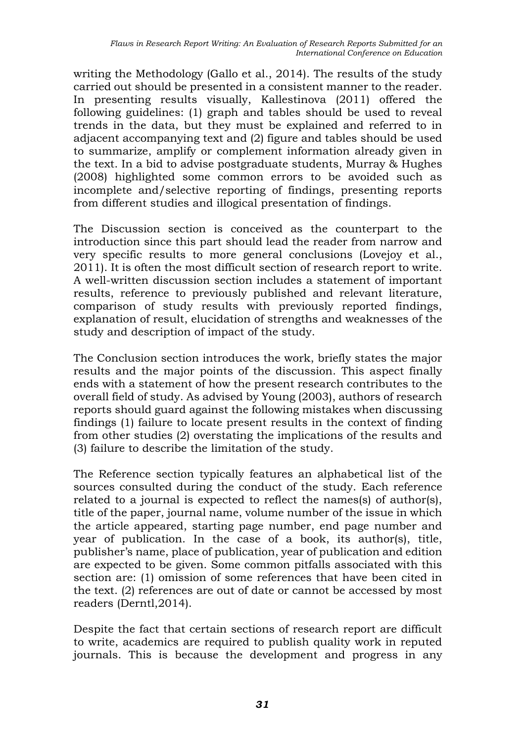writing the Methodology (Gallo et al., 2014). The results of the study carried out should be presented in a consistent manner to the reader. In presenting results visually, Kallestinova (2011) offered the following guidelines: (1) graph and tables should be used to reveal trends in the data, but they must be explained and referred to in adjacent accompanying text and (2) figure and tables should be used to summarize, amplify or complement information already given in the text. In a bid to advise postgraduate students, Murray & Hughes (2008) highlighted some common errors to be avoided such as incomplete and/selective reporting of findings, presenting reports from different studies and illogical presentation of findings.

The Discussion section is conceived as the counterpart to the introduction since this part should lead the reader from narrow and very specific results to more general conclusions (Lovejoy et al., 2011). It is often the most difficult section of research report to write. A well-written discussion section includes a statement of important results, reference to previously published and relevant literature, comparison of study results with previously reported findings, explanation of result, elucidation of strengths and weaknesses of the study and description of impact of the study.

The Conclusion section introduces the work, briefly states the major results and the major points of the discussion. This aspect finally ends with a statement of how the present research contributes to the overall field of study. As advised by Young (2003), authors of research reports should guard against the following mistakes when discussing findings (1) failure to locate present results in the context of finding from other studies (2) overstating the implications of the results and (3) failure to describe the limitation of the study.

The Reference section typically features an alphabetical list of the sources consulted during the conduct of the study. Each reference related to a journal is expected to reflect the names(s) of author(s), title of the paper, journal name, volume number of the issue in which the article appeared, starting page number, end page number and year of publication. In the case of a book, its author(s), title, publisher's name, place of publication, year of publication and edition are expected to be given. Some common pitfalls associated with this section are: (1) omission of some references that have been cited in the text. (2) references are out of date or cannot be accessed by most readers (Derntl,2014).

Despite the fact that certain sections of research report are difficult to write, academics are required to publish quality work in reputed journals. This is because the development and progress in any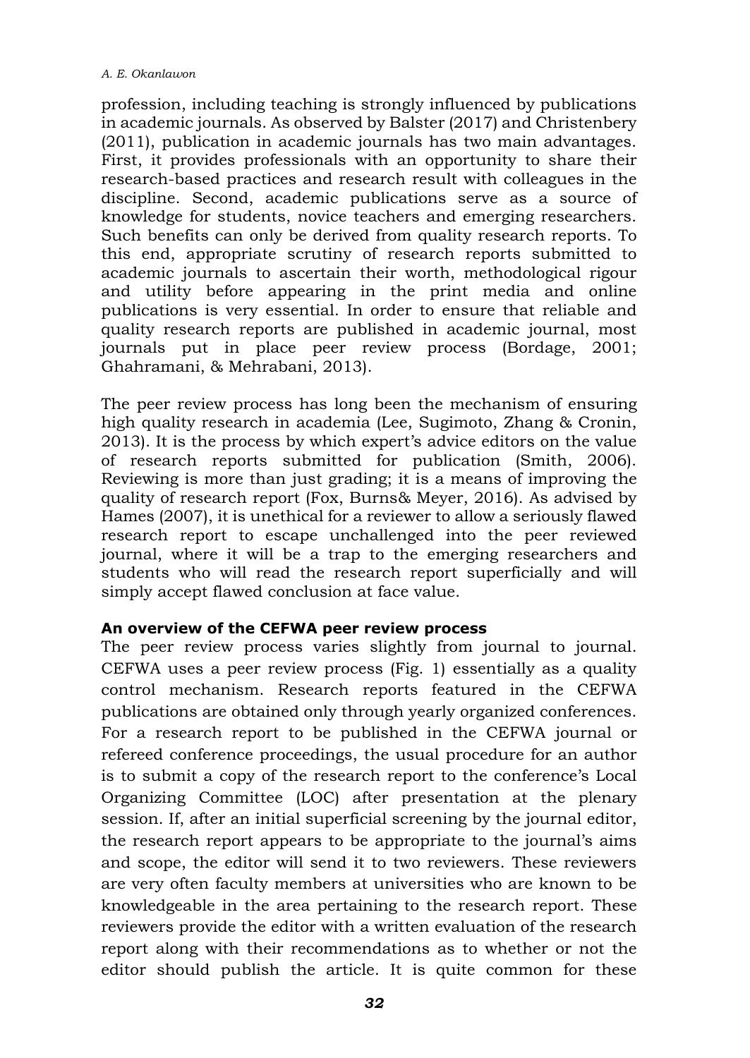profession, including teaching is strongly influenced by publications in academic journals. As observed by Balster (2017) and Christenbery (2011), publication in academic journals has two main advantages. First, it provides professionals with an opportunity to share their research-based practices and research result with colleagues in the discipline. Second, academic publications serve as a source of knowledge for students, novice teachers and emerging researchers. Such benefits can only be derived from quality research reports. To this end, appropriate scrutiny of research reports submitted to academic journals to ascertain their worth, methodological rigour and utility before appearing in the print media and online publications is very essential. In order to ensure that reliable and quality research reports are published in academic journal, most journals put in place peer review process (Bordage, 2001; Ghahramani, & Mehrabani, 2013).

The peer review process has long been the mechanism of ensuring high quality research in academia (Lee, Sugimoto, Zhang & Cronin, 2013). It is the process by which expert's advice editors on the value of research reports submitted for publication (Smith, 2006). Reviewing is more than just grading; it is a means of improving the quality of research report (Fox, Burns& Meyer, 2016). As advised by Hames (2007), it is unethical for a reviewer to allow a seriously flawed research report to escape unchallenged into the peer reviewed journal, where it will be a trap to the emerging researchers and students who will read the research report superficially and will simply accept flawed conclusion at face value.

**An overview of the CEFWA peer review process**

The peer review process varies slightly from journal to journal. CEFWA uses a peer review process (Fig. 1) essentially as a quality control mechanism. Research reports featured in the CEFWA publications are obtained only through yearly organized conferences. For a research report to be published in the CEFWA journal or refereed conference proceedings, the usual procedure for an author is to submit a copy of the research report to the conference's Local Organizing Committee (LOC) after presentation at the plenary session. If, after an initial superficial screening by the journal editor, the research report appears to be appropriate to the journal's aims and scope, the editor will send it to two reviewers. These reviewers are very often faculty members at universities who are known to be knowledgeable in the area pertaining to the research report. These reviewers provide the editor with a written evaluation of the research report along with their recommendations as to whether or not the editor should publish the article. It is quite common for these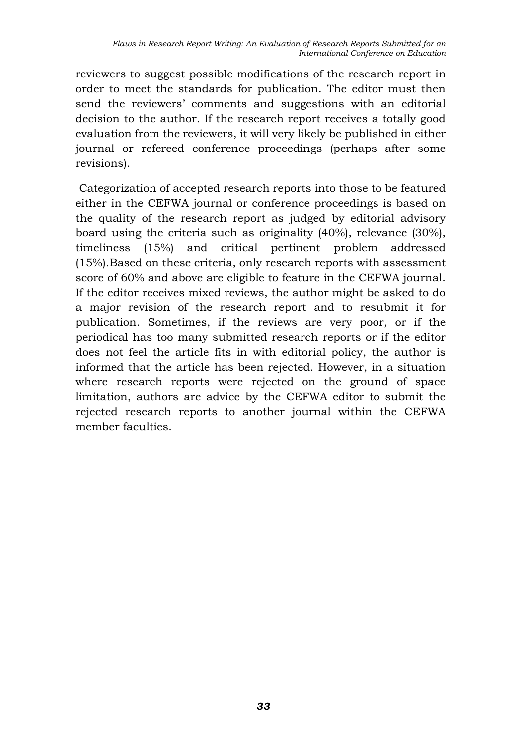reviewers to suggest possible modifications of the research report in order to meet the standards for publication. The editor must then send the reviewers' comments and suggestions with an editorial decision to the author. If the research report receives a totally good evaluation from the reviewers, it will very likely be published in either journal or refereed conference proceedings (perhaps after some revisions).

Categorization of accepted research reports into those to be featured either in the CEFWA journal or conference proceedings is based on the quality of the research report as judged by editorial advisory board using the criteria such as originality (40%), relevance (30%), timeliness (15%) and critical pertinent problem addressed (15%).Based on these criteria, only research reports with assessment score of 60% and above are eligible to feature in the CEFWA journal. If the editor receives mixed reviews, the author might be asked to do a major revision of the research report and to resubmit it for publication. Sometimes, if the reviews are very poor, or if the periodical has too many submitted research reports or if the editor does not feel the article fits in with editorial policy, the author is informed that the article has been rejected. However, in a situation where research reports were rejected on the ground of space limitation, authors are advice by the CEFWA editor to submit the rejected research reports to another journal within the CEFWA member faculties.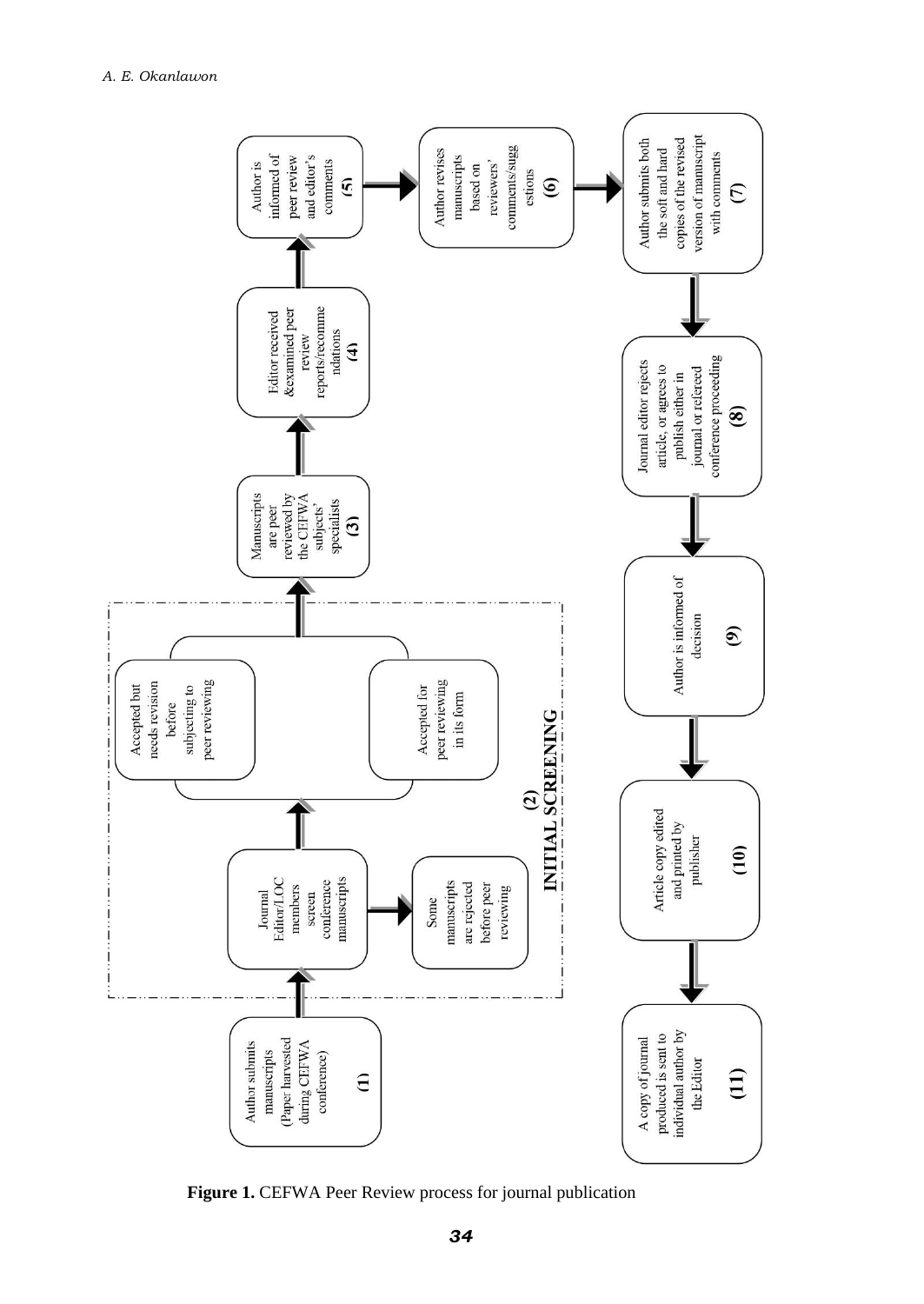(1) Author submits manuscripts (Paper harvested during CEFWA conference)

**(2) INITIAL SCREENING**

- Journal Editor/LOC members screen conference manuscripts
  - Some manuscripts are rejected before peer reviewing
  - Accepted but needs revision before subjecting to peer reviewing
  - Accepted for peer reviewing in its form

(3) Manuscripts are peer reviewed by the CEFWA subjects' specialists

(4) Editor received &examined peer review reports/recommendations

(5) Author is informed of peer review and editor's comments

(6) Author revises manuscripts based on reviewers' comments/suggestions

(7) Author submits both the soft and hard copies of the revised version of manuscript with comments

(8) Journal editor rejects article, or agrees to publish either in journal or refereed conference proceeding

(9) Author is informed of decision

(10) Article copy edited and printed by publisher

(11) A copy of journal produced is sent to individual author by the Editor

**Figure 1.** CEFWA Peer Review process for journal publication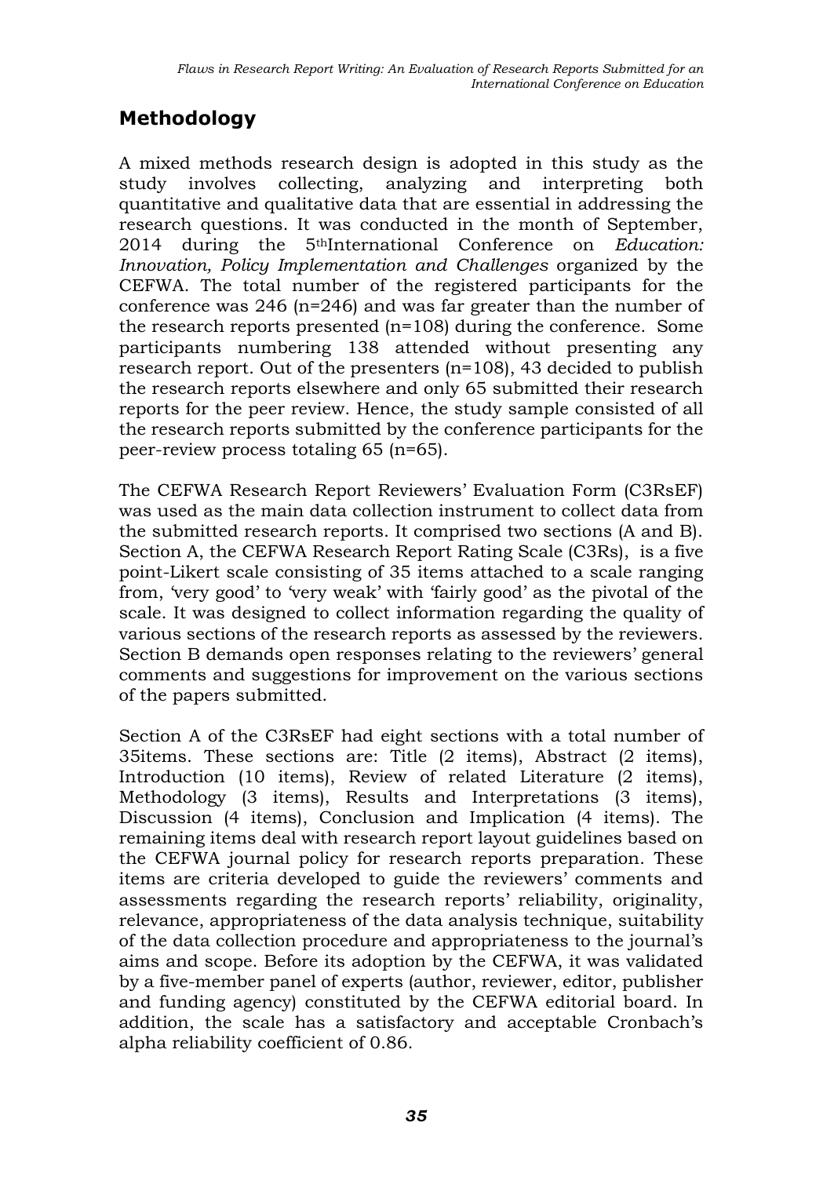## Methodology

A mixed methods research design is adopted in this study as the study involves collecting, analyzing and interpreting both quantitative and qualitative data that are essential in addressing the research questions. It was conducted in the month of September, 2014 during the 5th International Conference on *Education: Innovation, Policy Implementation and Challenges* organized by the CEFWA. The total number of the registered participants for the conference was 246 (n=246) and was far greater than the number of the research reports presented (n=108) during the conference. Some participants numbering 138 attended without presenting any research report. Out of the presenters (n=108), 43 decided to publish the research reports elsewhere and only 65 submitted their research reports for the peer review. Hence, the study sample consisted of all the research reports submitted by the conference participants for the peer-review process totaling 65 (n=65).

The CEFWA Research Report Reviewers' Evaluation Form (C3RsEF) was used as the main data collection instrument to collect data from the submitted research reports. It comprised two sections (A and B). Section A, the CEFWA Research Report Rating Scale (C3Rs), is a five point-Likert scale consisting of 35 items attached to a scale ranging from, 'very good' to 'very weak' with 'fairly good' as the pivotal of the scale. It was designed to collect information regarding the quality of various sections of the research reports as assessed by the reviewers. Section B demands open responses relating to the reviewers' general comments and suggestions for improvement on the various sections of the papers submitted.

Section A of the C3RsEF had eight sections with a total number of 35items. These sections are: Title (2 items), Abstract (2 items), Introduction (10 items), Review of related Literature (2 items), Methodology (3 items), Results and Interpretations (3 items), Discussion (4 items), Conclusion and Implication (4 items). The remaining items deal with research report layout guidelines based on the CEFWA journal policy for research reports preparation. These items are criteria developed to guide the reviewers' comments and assessments regarding the research reports' reliability, originality, relevance, appropriateness of the data analysis technique, suitability of the data collection procedure and appropriateness to the journal's aims and scope. Before its adoption by the CEFWA, it was validated by a five-member panel of experts (author, reviewer, editor, publisher and funding agency) constituted by the CEFWA editorial board. In addition, the scale has a satisfactory and acceptable Cronbach's alpha reliability coefficient of 0.86.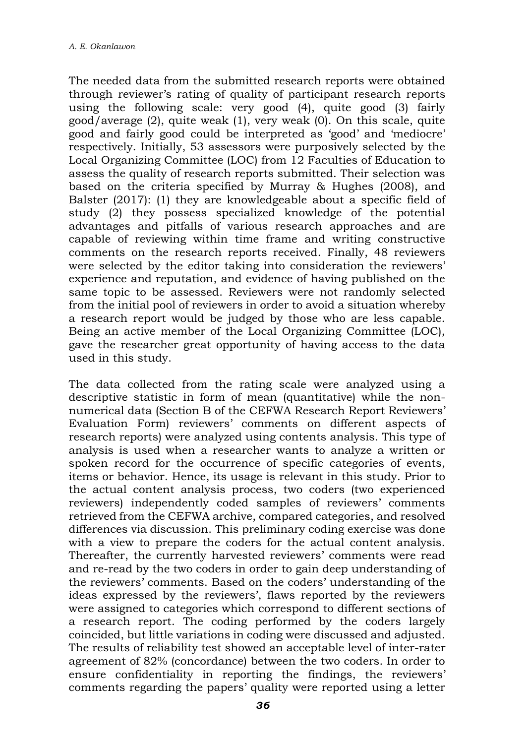The needed data from the submitted research reports were obtained through reviewer's rating of quality of participant research reports using the following scale: very good (4), quite good (3) fairly good/average (2), quite weak (1), very weak (0). On this scale, quite good and fairly good could be interpreted as 'good' and 'mediocre' respectively. Initially, 53 assessors were purposively selected by the Local Organizing Committee (LOC) from 12 Faculties of Education to assess the quality of research reports submitted. Their selection was based on the criteria specified by Murray & Hughes (2008), and Balster (2017): (1) they are knowledgeable about a specific field of study (2) they possess specialized knowledge of the potential advantages and pitfalls of various research approaches and are capable of reviewing within time frame and writing constructive comments on the research reports received. Finally, 48 reviewers were selected by the editor taking into consideration the reviewers' experience and reputation, and evidence of having published on the same topic to be assessed. Reviewers were not randomly selected from the initial pool of reviewers in order to avoid a situation whereby a research report would be judged by those who are less capable. Being an active member of the Local Organizing Committee (LOC), gave the researcher great opportunity of having access to the data used in this study.

The data collected from the rating scale were analyzed using a descriptive statistic in form of mean (quantitative) while the non-numerical data (Section B of the CEFWA Research Report Reviewers' Evaluation Form) reviewers' comments on different aspects of research reports) were analyzed using contents analysis. This type of analysis is used when a researcher wants to analyze a written or spoken record for the occurrence of specific categories of events, items or behavior. Hence, its usage is relevant in this study. Prior to the actual content analysis process, two coders (two experienced reviewers) independently coded samples of reviewers' comments retrieved from the CEFWA archive, compared categories, and resolved differences via discussion. This preliminary coding exercise was done with a view to prepare the coders for the actual content analysis. Thereafter, the currently harvested reviewers' comments were read and re-read by the two coders in order to gain deep understanding of the reviewers' comments. Based on the coders' understanding of the ideas expressed by the reviewers', flaws reported by the reviewers were assigned to categories which correspond to different sections of a research report. The coding performed by the coders largely coincided, but little variations in coding were discussed and adjusted. The results of reliability test showed an acceptable level of inter-rater agreement of 82% (concordance) between the two coders. In order to ensure confidentiality in reporting the findings, the reviewers' comments regarding the papers' quality were reported using a letter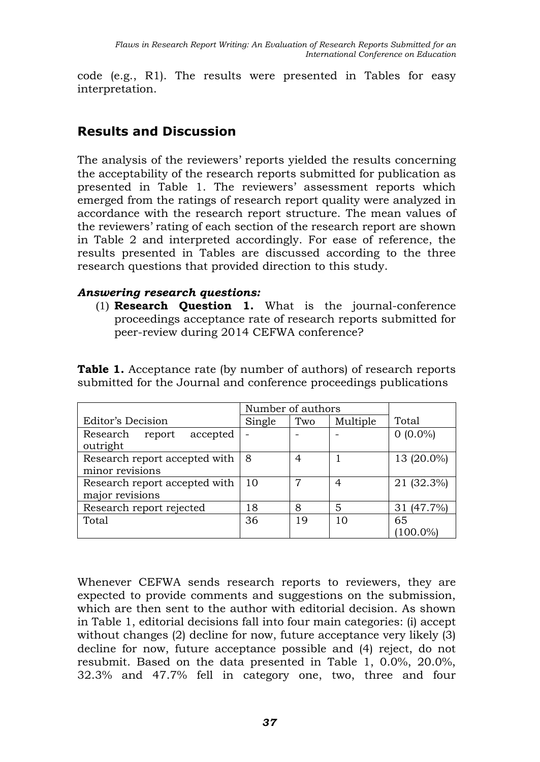code (e.g., R1). The results were presented in Tables for easy interpretation.

## Results and Discussion

The analysis of the reviewers' reports yielded the results concerning the acceptability of the research reports submitted for publication as presented in Table 1. The reviewers' assessment reports which emerged from the ratings of research report quality were analyzed in accordance with the research report structure. The mean values of the reviewers' rating of each section of the research report are shown in Table 2 and interpreted accordingly. For ease of reference, the results presented in Tables are discussed according to the three research questions that provided direction to this study.

### *Answering research questions:*

(1) **Research Question 1.** What is the journal-conference proceedings acceptance rate of research reports submitted for peer-review during 2014 CEFWA conference?

**Table 1.** Acceptance rate (by number of authors) of research reports submitted for the Journal and conference proceedings publications

| | Number of authors | | | |
|---|---|---|---|---|
| Editor's Decision | Single | Two | Multiple | Total |
| Research report accepted outright | - | - | - | 0 (0.0%) |
| Research report accepted with minor revisions | 8 | 4 | 1 | 13 (20.0%) |
| Research report accepted with major revisions | 10 | 7 | 4 | 21 (32.3%) |
| Research report rejected | 18 | 8 | 5 | 31 (47.7%) |
| Total | 36 | 19 | 10 | 65 (100.0%) |

Whenever CEFWA sends research reports to reviewers, they are expected to provide comments and suggestions on the submission, which are then sent to the author with editorial decision. As shown in Table 1, editorial decisions fall into four main categories: (i) accept without changes (2) decline for now, future acceptance very likely (3) decline for now, future acceptance possible and (4) reject, do not resubmit. Based on the data presented in Table 1, 0.0%, 20.0%, 32.3% and 47.7% fell in category one, two, three and four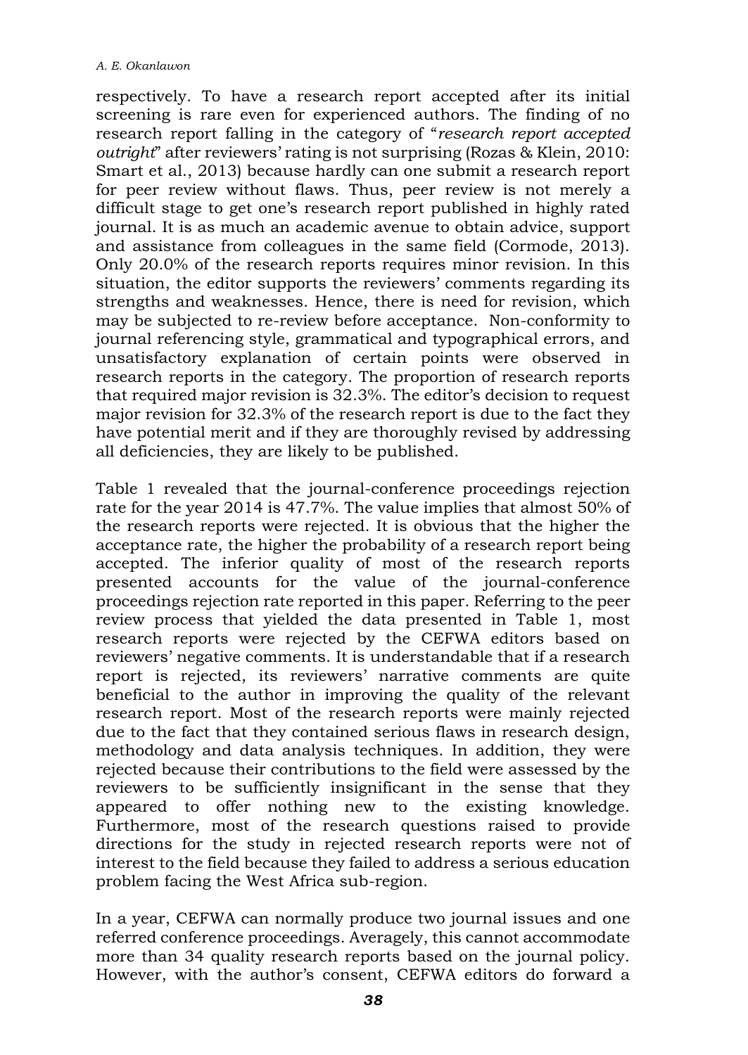respectively. To have a research report accepted after its initial screening is rare even for experienced authors. The finding of no research report falling in the category of "*research report accepted outright*" after reviewers' rating is not surprising (Rozas & Klein, 2010: Smart et al., 2013) because hardly can one submit a research report for peer review without flaws. Thus, peer review is not merely a difficult stage to get one's research report published in highly rated journal. It is as much an academic avenue to obtain advice, support and assistance from colleagues in the same field (Cormode, 2013). Only 20.0% of the research reports requires minor revision. In this situation, the editor supports the reviewers' comments regarding its strengths and weaknesses. Hence, there is need for revision, which may be subjected to re-review before acceptance. Non-conformity to journal referencing style, grammatical and typographical errors, and unsatisfactory explanation of certain points were observed in research reports in the category. The proportion of research reports that required major revision is 32.3%. The editor's decision to request major revision for 32.3% of the research report is due to the fact they have potential merit and if they are thoroughly revised by addressing all deficiencies, they are likely to be published.

Table 1 revealed that the journal-conference proceedings rejection rate for the year 2014 is 47.7%. The value implies that almost 50% of the research reports were rejected. It is obvious that the higher the acceptance rate, the higher the probability of a research report being accepted. The inferior quality of most of the research reports presented accounts for the value of the journal-conference proceedings rejection rate reported in this paper. Referring to the peer review process that yielded the data presented in Table 1, most research reports were rejected by the CEFWA editors based on reviewers' negative comments. It is understandable that if a research report is rejected, its reviewers' narrative comments are quite beneficial to the author in improving the quality of the relevant research report. Most of the research reports were mainly rejected due to the fact that they contained serious flaws in research design, methodology and data analysis techniques. In addition, they were rejected because their contributions to the field were assessed by the reviewers to be sufficiently insignificant in the sense that they appeared to offer nothing new to the existing knowledge. Furthermore, most of the research questions raised to provide directions for the study in rejected research reports were not of interest to the field because they failed to address a serious education problem facing the West Africa sub-region.

In a year, CEFWA can normally produce two journal issues and one referred conference proceedings. Averagely, this cannot accommodate more than 34 quality research reports based on the journal policy. However, with the author's consent, CEFWA editors do forward a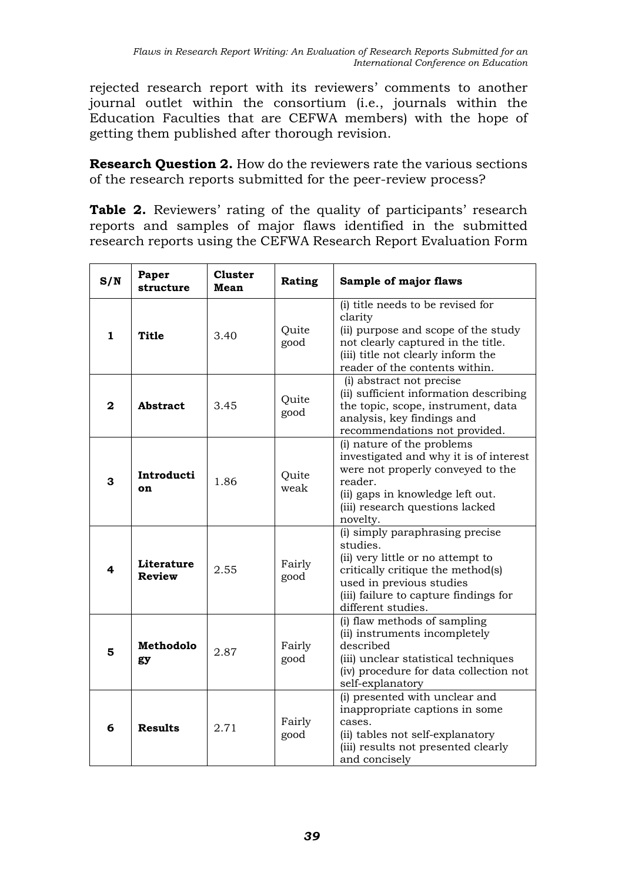rejected research report with its reviewers' comments to another journal outlet within the consortium (i.e., journals within the Education Faculties that are CEFWA members) with the hope of getting them published after thorough revision.

**Research Question 2.** How do the reviewers rate the various sections of the research reports submitted for the peer-review process?

**Table 2.** Reviewers' rating of the quality of participants' research reports and samples of major flaws identified in the submitted research reports using the CEFWA Research Report Evaluation Form

| S/N | Paper structure | Cluster Mean | Rating | Sample of major flaws |
|---|---|---|---|---|
| 1 | **Title** | 3.40 | Quite good | (i) title needs to be revised for clarity (ii) purpose and scope of the study not clearly captured in the title. (iii) title not clearly inform the reader of the contents within. |
| 2 | **Abstract** | 3.45 | Quite good | (i) abstract not precise (ii) sufficient information describing the topic, scope, instrument, data analysis, key findings and recommendations not provided. |
| 3 | **Introduction** | 1.86 | Quite weak | (i) nature of the problems investigated and why it is of interest were not properly conveyed to the reader. (ii) gaps in knowledge left out. (iii) research questions lacked novelty. |
| 4 | **Literature Review** | 2.55 | Fairly good | (i) simply paraphrasing precise studies. (ii) very little or no attempt to critically critique the method(s) used in previous studies (iii) failure to capture findings for different studies. |
| 5 | **Methodology** | 2.87 | Fairly good | (i) flaw methods of sampling (ii) instruments incompletely described (iii) unclear statistical techniques (iv) procedure for data collection not self-explanatory |
| 6 | **Results** | 2.71 | Fairly good | (i) presented with unclear and inappropriate captions in some cases. (ii) tables not self-explanatory (iii) results not presented clearly and concisely |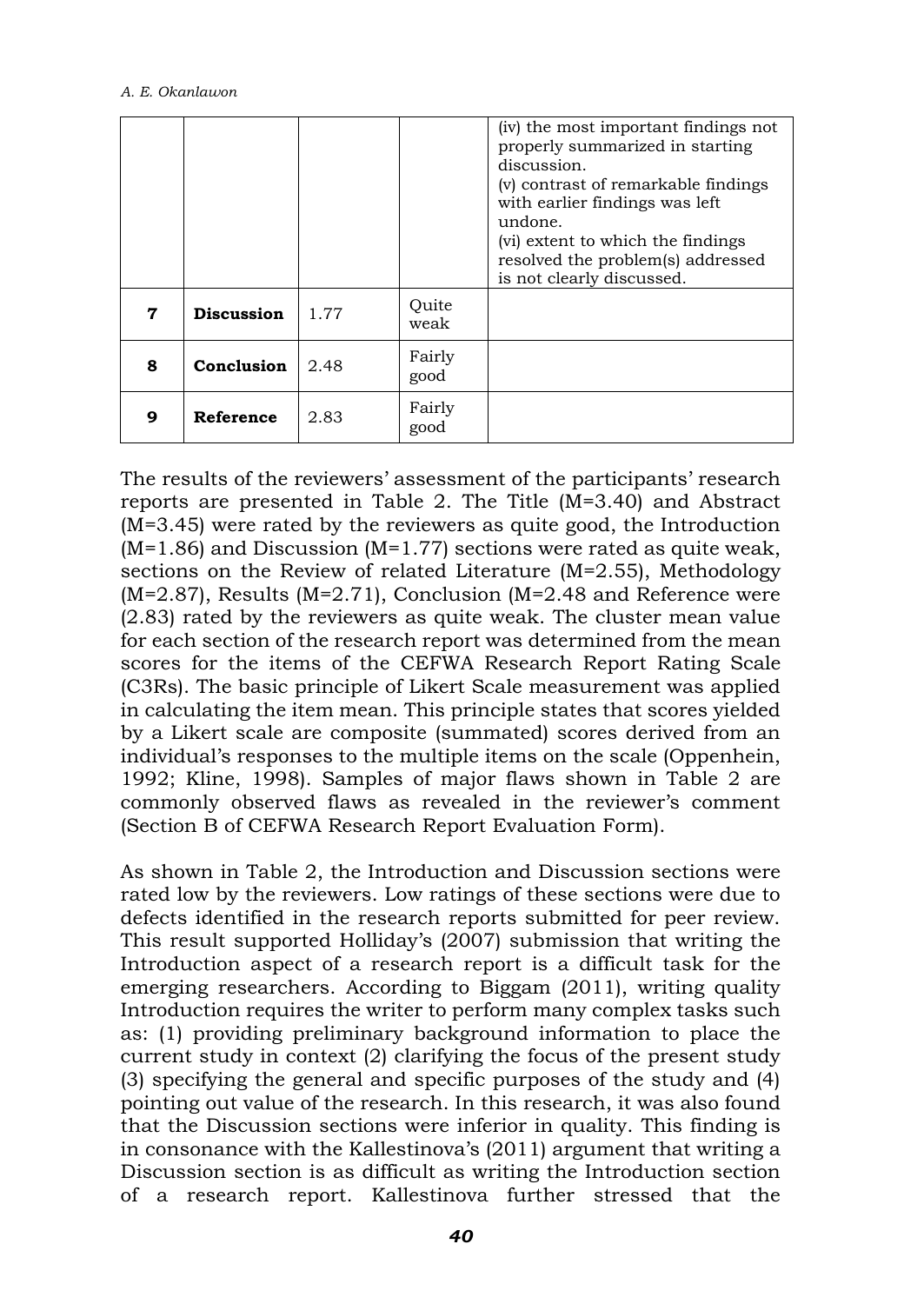| | | | | (iv) the most important findings not properly summarized in starting discussion.<br>(v) contrast of remarkable findings with earlier findings was left undone.<br>(vi) extent to which the findings resolved the problem(s) addressed is not clearly discussed. |
|---|---|---|---|---|
| **7** | **Discussion** | 1.77 | Quite weak | |
| **8** | **Conclusion** | 2.48 | Fairly good | |
| **9** | **Reference** | 2.83 | Fairly good | |

The results of the reviewers' assessment of the participants' research reports are presented in Table 2. The Title (M=3.40) and Abstract (M=3.45) were rated by the reviewers as quite good, the Introduction (M=1.86) and Discussion (M=1.77) sections were rated as quite weak, sections on the Review of related Literature (M=2.55), Methodology (M=2.87), Results (M=2.71), Conclusion (M=2.48 and Reference were (2.83) rated by the reviewers as quite weak. The cluster mean value for each section of the research report was determined from the mean scores for the items of the CEFWA Research Report Rating Scale (C3Rs). The basic principle of Likert Scale measurement was applied in calculating the item mean. This principle states that scores yielded by a Likert scale are composite (summated) scores derived from an individual's responses to the multiple items on the scale (Oppenhein, 1992; Kline, 1998). Samples of major flaws shown in Table 2 are commonly observed flaws as revealed in the reviewer's comment (Section B of CEFWA Research Report Evaluation Form).

As shown in Table 2, the Introduction and Discussion sections were rated low by the reviewers. Low ratings of these sections were due to defects identified in the research reports submitted for peer review. This result supported Holliday's (2007) submission that writing the Introduction aspect of a research report is a difficult task for the emerging researchers. According to Biggam (2011), writing quality Introduction requires the writer to perform many complex tasks such as: (1) providing preliminary background information to place the current study in context (2) clarifying the focus of the present study (3) specifying the general and specific purposes of the study and (4) pointing out value of the research. In this research, it was also found that the Discussion sections were inferior in quality. This finding is in consonance with the Kallestinova's (2011) argument that writing a Discussion section is as difficult as writing the Introduction section of a research report. Kallestinova further stressed that the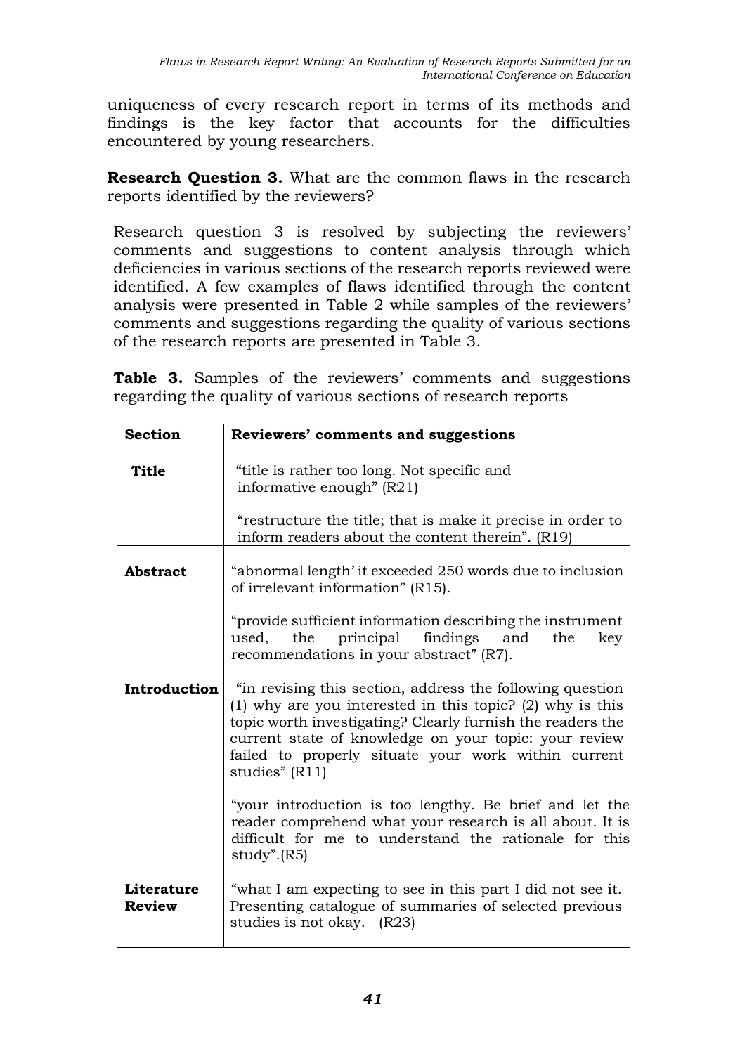uniqueness of every research report in terms of its methods and findings is the key factor that accounts for the difficulties encountered by young researchers.

**Research Question 3.** What are the common flaws in the research reports identified by the reviewers?

Research question 3 is resolved by subjecting the reviewers' comments and suggestions to content analysis through which deficiencies in various sections of the research reports reviewed were identified. A few examples of flaws identified through the content analysis were presented in Table 2 while samples of the reviewers' comments and suggestions regarding the quality of various sections of the research reports are presented in Table 3.

**Table 3.** Samples of the reviewers' comments and suggestions regarding the quality of various sections of research reports

| Section | Reviewers' comments and suggestions |
|---|---|
| **Title** | "title is rather too long. Not specific and informative enough" (R21)<br><br>"restructure the title; that is make it precise in order to inform readers about the content therein". (R19) |
| **Abstract** | "abnormal length' it exceeded 250 words due to inclusion of irrelevant information" (R15).<br><br>"provide sufficient information describing the instrument used, the principal findings and the key recommendations in your abstract" (R7). |
| **Introduction** | "in revising this section, address the following question (1) why are you interested in this topic? (2) why is this topic worth investigating? Clearly furnish the readers the current state of knowledge on your topic: your review failed to properly situate your work within current studies" (R11)<br><br>"your introduction is too lengthy. Be brief and let the reader comprehend what your research is all about. It is difficult for me to understand the rationale for this study".(R5) |
| **Literature Review** | "what I am expecting to see in this part I did not see it. Presenting catalogue of summaries of selected previous studies is not okay. (R23) |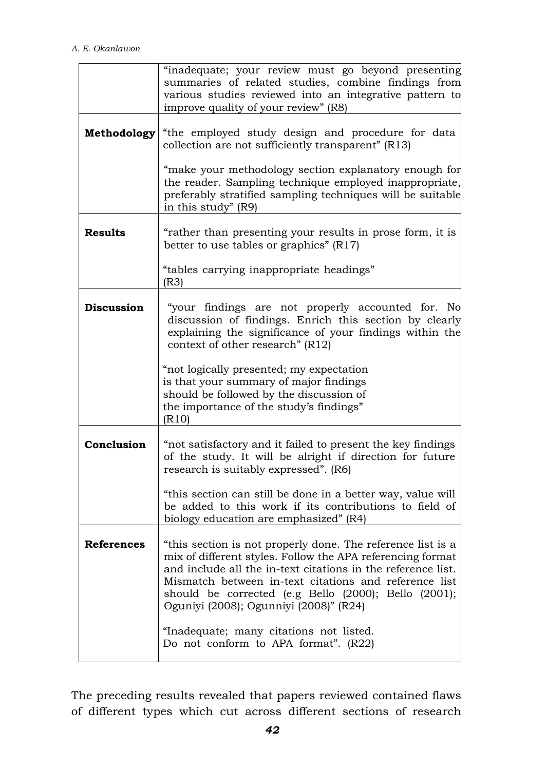| | |
|---|---|
| | "inadequate; your review must go beyond presenting summaries of related studies, combine findings from various studies reviewed into an integrative pattern to improve quality of your review" (R8) |
| **Methodology** | "the employed study design and procedure for data collection are not sufficiently transparent" (R13)<br><br>"make your methodology section explanatory enough for the reader. Sampling technique employed inappropriate, preferably stratified sampling techniques will be suitable in this study" (R9) |
| **Results** | "rather than presenting your results in prose form, it is better to use tables or graphics" (R17)<br><br>"tables carrying inappropriate headings" (R3) |
| **Discussion** | "your findings are not properly accounted for. No discussion of findings. Enrich this section by clearly explaining the significance of your findings within the context of other research" (R12)<br><br>"not logically presented; my expectation is that your summary of major findings should be followed by the discussion of the importance of the study's findings" (R10) |
| **Conclusion** | "not satisfactory and it failed to present the key findings of the study. It will be alright if direction for future research is suitably expressed". (R6)<br><br>"this section can still be done in a better way, value will be added to this work if its contributions to field of biology education are emphasized" (R4) |
| **References** | "this section is not properly done. The reference list is a mix of different styles. Follow the APA referencing format and include all the in-text citations in the reference list. Mismatch between in-text citations and reference list should be corrected (e.g Bello (2000); Bello (2001); Oguniyi (2008); Ogunniyi (2008)" (R24)<br><br>"Inadequate; many citations not listed. Do not conform to APA format". (R22) |

The preceding results revealed that papers reviewed contained flaws of different types which cut across different sections of research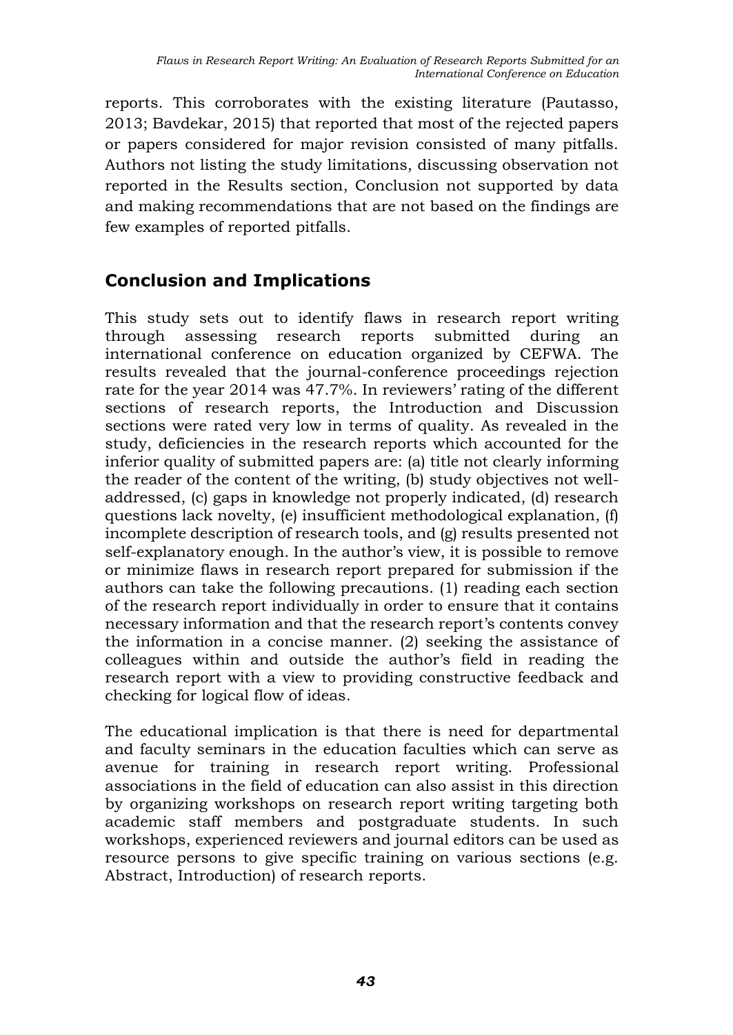reports. This corroborates with the existing literature (Pautasso, 2013; Bavdekar, 2015) that reported that most of the rejected papers or papers considered for major revision consisted of many pitfalls. Authors not listing the study limitations, discussing observation not reported in the Results section, Conclusion not supported by data and making recommendations that are not based on the findings are few examples of reported pitfalls.

## Conclusion and Implications

This study sets out to identify flaws in research report writing through assessing research reports submitted during an international conference on education organized by CEFWA. The results revealed that the journal-conference proceedings rejection rate for the year 2014 was 47.7%. In reviewers' rating of the different sections of research reports, the Introduction and Discussion sections were rated very low in terms of quality. As revealed in the study, deficiencies in the research reports which accounted for the inferior quality of submitted papers are: (a) title not clearly informing the reader of the content of the writing, (b) study objectives not well-addressed, (c) gaps in knowledge not properly indicated, (d) research questions lack novelty, (e) insufficient methodological explanation, (f) incomplete description of research tools, and (g) results presented not self-explanatory enough. In the author's view, it is possible to remove or minimize flaws in research report prepared for submission if the authors can take the following precautions. (1) reading each section of the research report individually in order to ensure that it contains necessary information and that the research report's contents convey the information in a concise manner. (2) seeking the assistance of colleagues within and outside the author's field in reading the research report with a view to providing constructive feedback and checking for logical flow of ideas.

The educational implication is that there is need for departmental and faculty seminars in the education faculties which can serve as avenue for training in research report writing. Professional associations in the field of education can also assist in this direction by organizing workshops on research report writing targeting both academic staff members and postgraduate students. In such workshops, experienced reviewers and journal editors can be used as resource persons to give specific training on various sections (e.g. Abstract, Introduction) of research reports.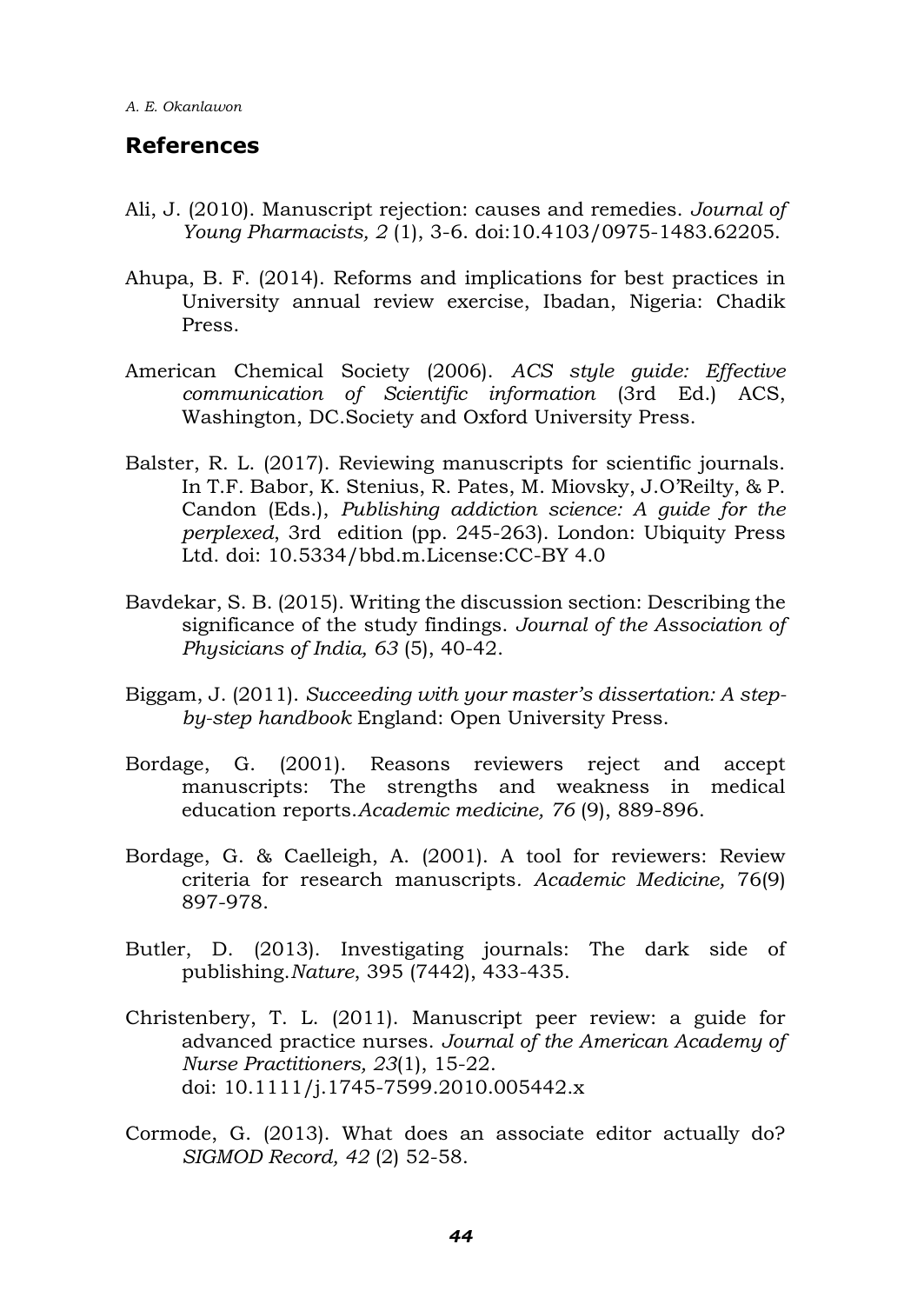## References

Ali, J. (2010). Manuscript rejection: causes and remedies. *Journal of Young Pharmacists, 2* (1), 3-6. doi:10.4103/0975-1483.62205.

Ahupa, B. F. (2014). Reforms and implications for best practices in University annual review exercise, Ibadan, Nigeria: Chadik Press.

American Chemical Society (2006). *ACS style guide: Effective communication of Scientific information* (3rd Ed.) ACS, Washington, DC.Society and Oxford University Press.

Balster, R. L. (2017). Reviewing manuscripts for scientific journals. In T.F. Babor, K. Stenius, R. Pates, M. Miovsky, J.O'Reilty, & P. Candon (Eds.), *Publishing addiction science: A guide for the perplexed*, 3rd edition (pp. 245-263). London: Ubiquity Press Ltd. doi: 10.5334/bbd.m.License:CC-BY 4.0

Bavdekar, S. B. (2015). Writing the discussion section: Describing the significance of the study findings. *Journal of the Association of Physicians of India, 63* (5), 40-42.

Biggam, J. (2011). *Succeeding with your master's dissertation: A step-by-step handbook* England: Open University Press.

Bordage, G. (2001). Reasons reviewers reject and accept manuscripts: The strengths and weakness in medical education reports.*Academic medicine, 76* (9), 889-896.

Bordage, G. & Caelleigh, A. (2001). A tool for reviewers: Review criteria for research manuscripts. *Academic Medicine,* 76(9) 897-978.

Butler, D. (2013). Investigating journals: The dark side of publishing.*Nature*, 395 (7442), 433-435.

Christenbery, T. L. (2011). Manuscript peer review: a guide for advanced practice nurses. *Journal of the American Academy of Nurse Practitioners, 23*(1), 15-22. doi: 10.1111/j.1745-7599.2010.005442.x

Cormode, G. (2013). What does an associate editor actually do? *SIGMOD Record, 42* (2) 52-58.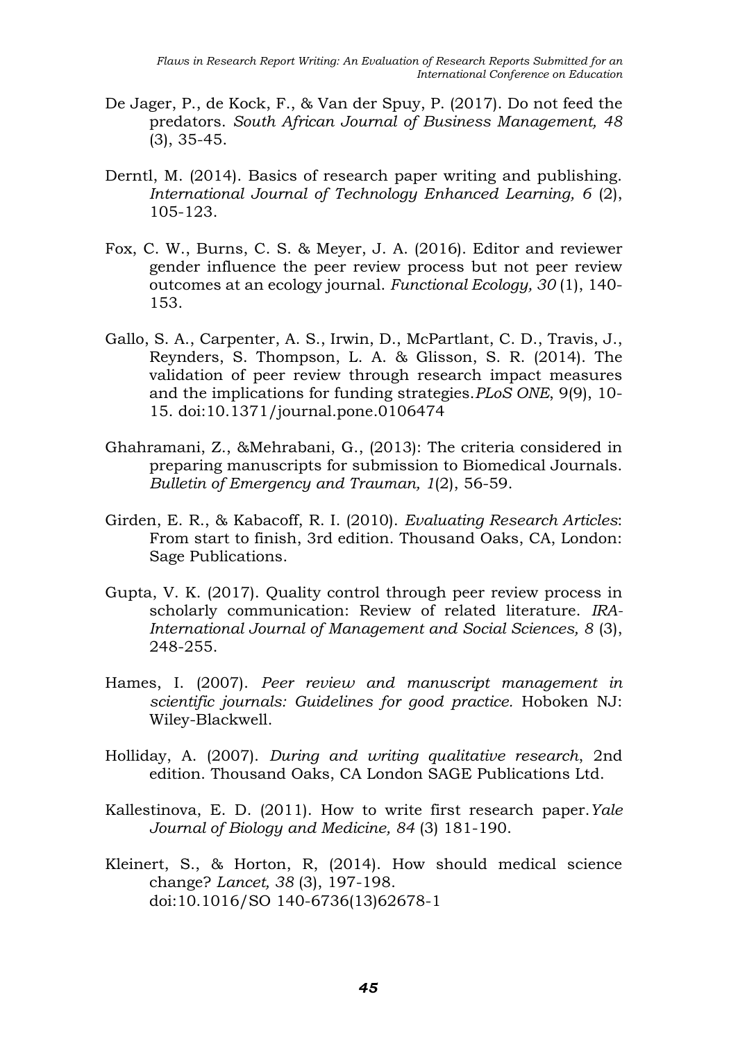De Jager, P., de Kock, F., & Van der Spuy, P. (2017). Do not feed the predators. *South African Journal of Business Management, 48* (3), 35-45.

Derntl, M. (2014). Basics of research paper writing and publishing. *International Journal of Technology Enhanced Learning, 6* (2), 105-123.

Fox, C. W., Burns, C. S. & Meyer, J. A. (2016). Editor and reviewer gender influence the peer review process but not peer review outcomes at an ecology journal. *Functional Ecology, 30* (1), 140-153.

Gallo, S. A., Carpenter, A. S., Irwin, D., McPartlant, C. D., Travis, J., Reynders, S. Thompson, L. A. & Glisson, S. R. (2014). The validation of peer review through research impact measures and the implications for funding strategies.*PLoS ONE*, 9(9), 10-15. doi:10.1371/journal.pone.0106474

Ghahramani, Z., &Mehrabani, G., (2013): The criteria considered in preparing manuscripts for submission to Biomedical Journals. *Bulletin of Emergency and Trauman, 1*(2), 56-59.

Girden, E. R., & Kabacoff, R. I. (2010). *Evaluating Research Articles*: From start to finish, 3rd edition. Thousand Oaks, CA, London: Sage Publications.

Gupta, V. K. (2017). Quality control through peer review process in scholarly communication: Review of related literature. *IRA-International Journal of Management and Social Sciences, 8* (3), 248-255.

Hames, I. (2007). *Peer review and manuscript management in scientific journals: Guidelines for good practice.* Hoboken NJ: Wiley-Blackwell.

Holliday, A. (2007). *During and writing qualitative research*, 2nd edition. Thousand Oaks, CA London SAGE Publications Ltd.

Kallestinova, E. D. (2011). How to write first research paper.*Yale Journal of Biology and Medicine, 84* (3) 181-190.

Kleinert, S., & Horton, R, (2014). How should medical science change? *Lancet, 38* (3), 197-198. doi:10.1016/SO 140-6736(13)62678-1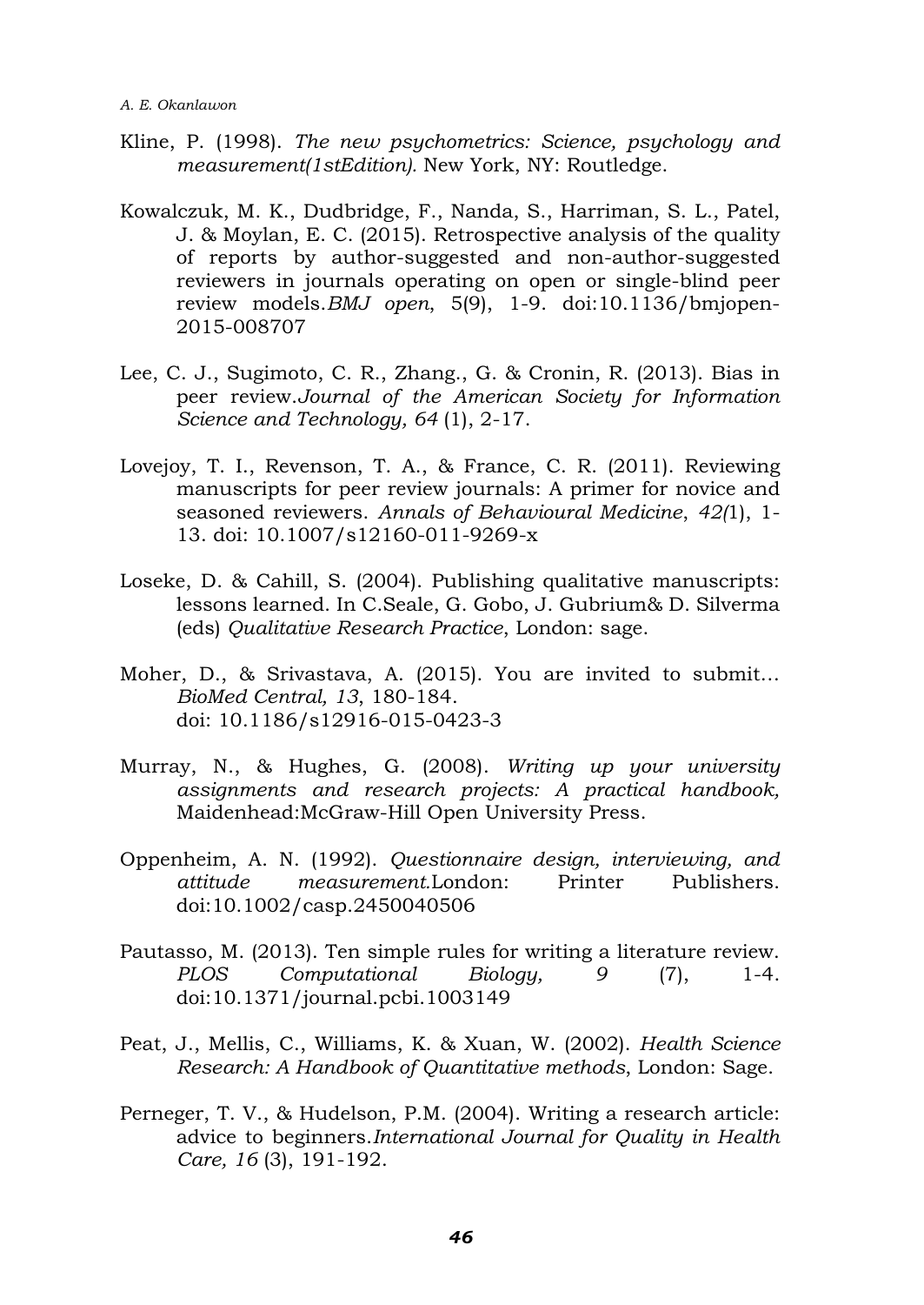Kline, P. (1998). *The new psychometrics: Science, psychology and measurement(1stEdition).* New York, NY: Routledge.

Kowalczuk, M. K., Dudbridge, F., Nanda, S., Harriman, S. L., Patel, J. & Moylan, E. C. (2015). Retrospective analysis of the quality of reports by author-suggested and non-author-suggested reviewers in journals operating on open or single-blind peer review models.*BMJ open*, 5(9), 1-9. doi:10.1136/bmjopen-2015-008707

Lee, C. J., Sugimoto, C. R., Zhang., G. & Cronin, R. (2013). Bias in peer review.*Journal of the American Society for Information Science and Technology, 64* (1), 2-17.

Lovejoy, T. I., Revenson, T. A., & France, C. R. (2011). Reviewing manuscripts for peer review journals: A primer for novice and seasoned reviewers. *Annals of Behavioural Medicine*, *42(*1), 1-13. doi: 10.1007/s12160-011-9269-x

Loseke, D. & Cahill, S. (2004). Publishing qualitative manuscripts: lessons learned. In C.Seale, G. Gobo, J. Gubrium& D. Silverma (eds) *Qualitative Research Practice*, London: sage.

Moher, D., & Srivastava, A. (2015). You are invited to submit… *BioMed Central, 13*, 180-184. doi: 10.1186/s12916-015-0423-3

Murray, N., & Hughes, G. (2008). *Writing up your university assignments and research projects: A practical handbook,* Maidenhead:McGraw-Hill Open University Press.

Oppenheim, A. N. (1992). *Questionnaire design, interviewing, and attitude measurement.*London: Printer Publishers. doi:10.1002/casp.2450040506

Pautasso, M. (2013). Ten simple rules for writing a literature review. *PLOS Computational Biology, 9* (7), 1-4. doi:10.1371/journal.pcbi.1003149

Peat, J., Mellis, C., Williams, K. & Xuan, W. (2002). *Health Science Research: A Handbook of Quantitative methods*, London: Sage.

Perneger, T. V., & Hudelson, P.M. (2004). Writing a research article: advice to beginners.*International Journal for Quality in Health Care, 16* (3), 191-192.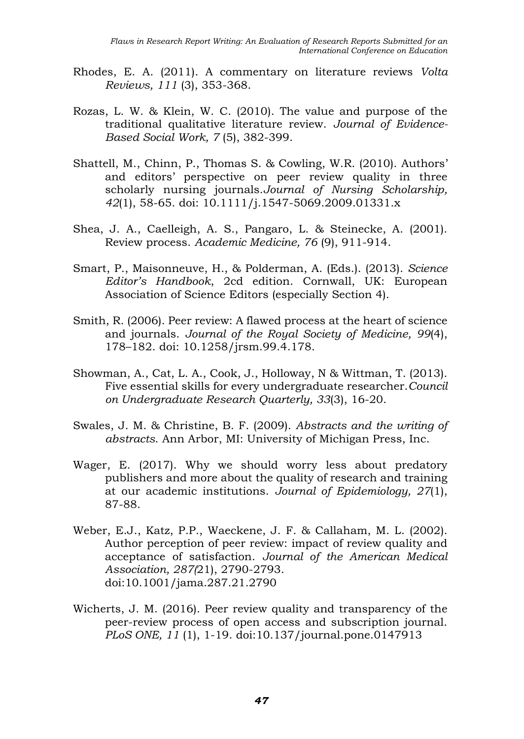Rhodes, E. A. (2011). A commentary on literature reviews *Volta Reviews, 111* (3), 353-368.

Rozas, L. W. & Klein, W. C. (2010). The value and purpose of the traditional qualitative literature review. *Journal of Evidence-Based Social Work, 7* (5), 382-399.

Shattell, M., Chinn, P., Thomas S. & Cowling, W.R. (2010). Authors' and editors' perspective on peer review quality in three scholarly nursing journals.*Journal of Nursing Scholarship, 42*(1), 58-65. doi: 10.1111/j.1547-5069.2009.01331.x

Shea, J. A., Caelleigh, A. S., Pangaro, L. & Steinecke, A. (2001). Review process. *Academic Medicine, 76* (9), 911-914.

Smart, P., Maisonneuve, H., & Polderman, A. (Eds.). (2013). *Science Editor's Handbook*, 2cd edition. Cornwall, UK: European Association of Science Editors (especially Section 4).

Smith, R. (2006). Peer review: A flawed process at the heart of science and journals. *Journal of the Royal Society of Medicine, 99*(4), 178–182. doi: 10.1258/jrsm.99.4.178.

Showman, A., Cat, L. A., Cook, J., Holloway, N & Wittman, T. (2013). Five essential skills for every undergraduate researcher.*Council on Undergraduate Research Quarterly, 33*(3), 16-20.

Swales, J. M. & Christine, B. F. (2009). *Abstracts and the writing of abstracts*. Ann Arbor, MI: University of Michigan Press, Inc.

Wager, E. (2017). Why we should worry less about predatory publishers and more about the quality of research and training at our academic institutions. *Journal of Epidemiology, 27*(1), 87-88.

Weber, E.J., Katz, P.P., Waeckene, J. F. & Callaham, M. L. (2002). Author perception of peer review: impact of review quality and acceptance of satisfaction. *Journal of the American Medical Association, 287(*21), 2790-2793. doi:10.1001/jama.287.21.2790

Wicherts, J. M. (2016). Peer review quality and transparency of the peer-review process of open access and subscription journal. *PLoS ONE, 11* (1), 1-19. doi:10.137/journal.pone.0147913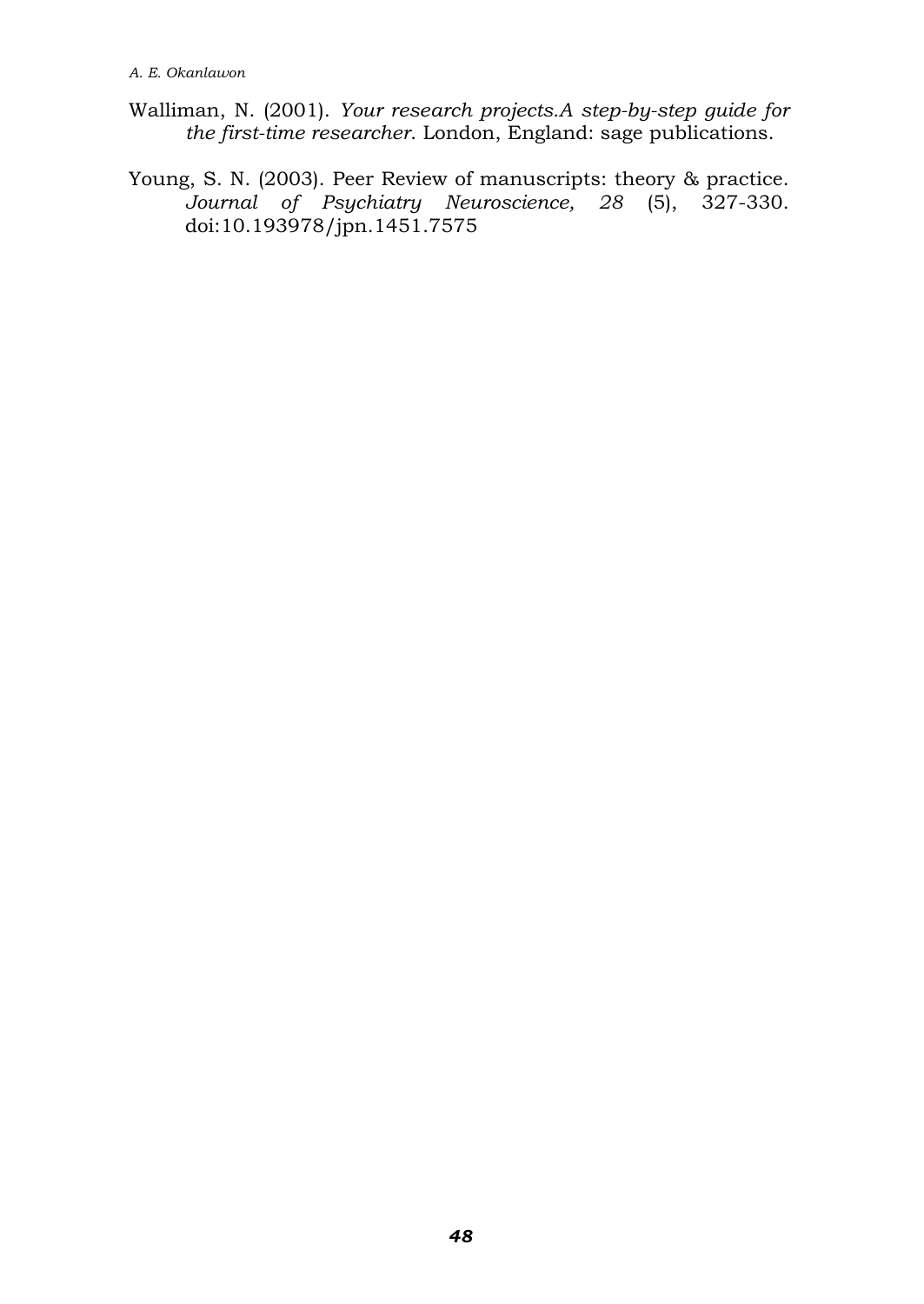Walliman, N. (2001). *Your research projects.A step-by-step guide for the first-time researcher*. London, England: sage publications.

Young, S. N. (2003). Peer Review of manuscripts: theory & practice. *Journal of Psychiatry Neuroscience, 28* (5), 327-330. doi:10.193978/jpn.1451.7575